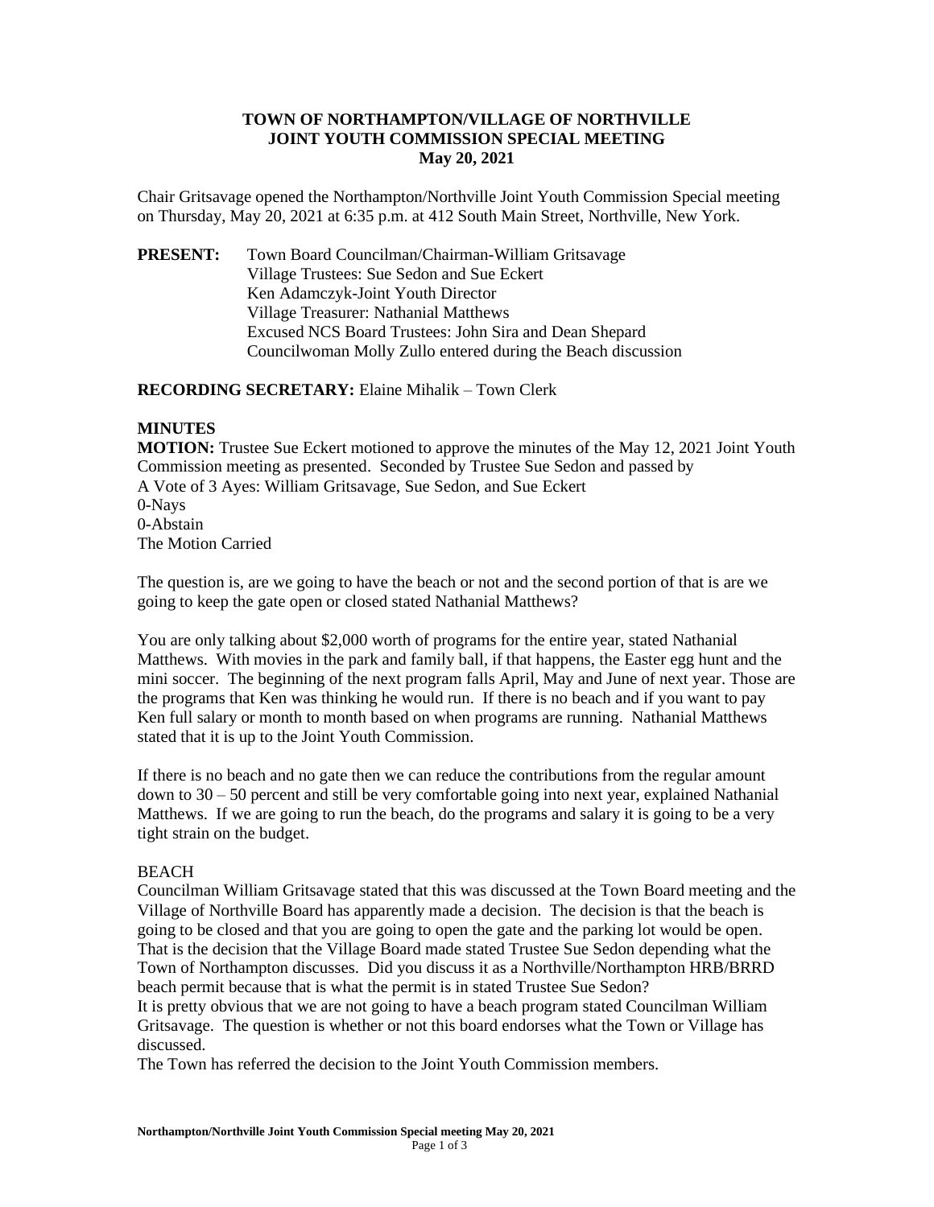# TOWN OF NORTHAMPTON/VILLAGE OF NORTHVILLE
# JOINT YOUTH COMMISSION SPECIAL MEETING
# May 20, 2021

Chair Gritsavage opened the Northampton/Northville Joint Youth Commission Special meeting on Thursday, May 20, 2021 at 6:35 p.m. at 412 South Main Street, Northville, New York.

**PRESENT:** Town Board Councilman/Chairman-William Gritsavage
Village Trustees: Sue Sedon and Sue Eckert
Ken Adamczyk-Joint Youth Director
Village Treasurer: Nathanial Matthews
Excused NCS Board Trustees: John Sira and Dean Shepard
Councilwoman Molly Zullo entered during the Beach discussion

**RECORDING SECRETARY:** Elaine Mihalik – Town Clerk

**MINUTES**

**MOTION:** Trustee Sue Eckert motioned to approve the minutes of the May 12, 2021 Joint Youth Commission meeting as presented. Seconded by Trustee Sue Sedon and passed by
A Vote of 3 Ayes: William Gritsavage, Sue Sedon, and Sue Eckert
0-Nays
0-Abstain
The Motion Carried

The question is, are we going to have the beach or not and the second portion of that is are we going to keep the gate open or closed stated Nathanial Matthews?

You are only talking about $2,000 worth of programs for the entire year, stated Nathanial Matthews. With movies in the park and family ball, if that happens, the Easter egg hunt and the mini soccer. The beginning of the next program falls April, May and June of next year. Those are the programs that Ken was thinking he would run. If there is no beach and if you want to pay Ken full salary or month to month based on when programs are running. Nathanial Matthews stated that it is up to the Joint Youth Commission.

If there is no beach and no gate then we can reduce the contributions from the regular amount down to 30 – 50 percent and still be very comfortable going into next year, explained Nathanial Matthews. If we are going to run the beach, do the programs and salary it is going to be a very tight strain on the budget.

BEACH

Councilman William Gritsavage stated that this was discussed at the Town Board meeting and the Village of Northville Board has apparently made a decision. The decision is that the beach is going to be closed and that you are going to open the gate and the parking lot would be open. That is the decision that the Village Board made stated Trustee Sue Sedon depending what the Town of Northampton discusses. Did you discuss it as a Northville/Northampton HRB/BRRD beach permit because that is what the permit is in stated Trustee Sue Sedon?
It is pretty obvious that we are not going to have a beach program stated Councilman William Gritsavage. The question is whether or not this board endorses what the Town or Village has discussed.
The Town has referred the decision to the Joint Youth Commission members.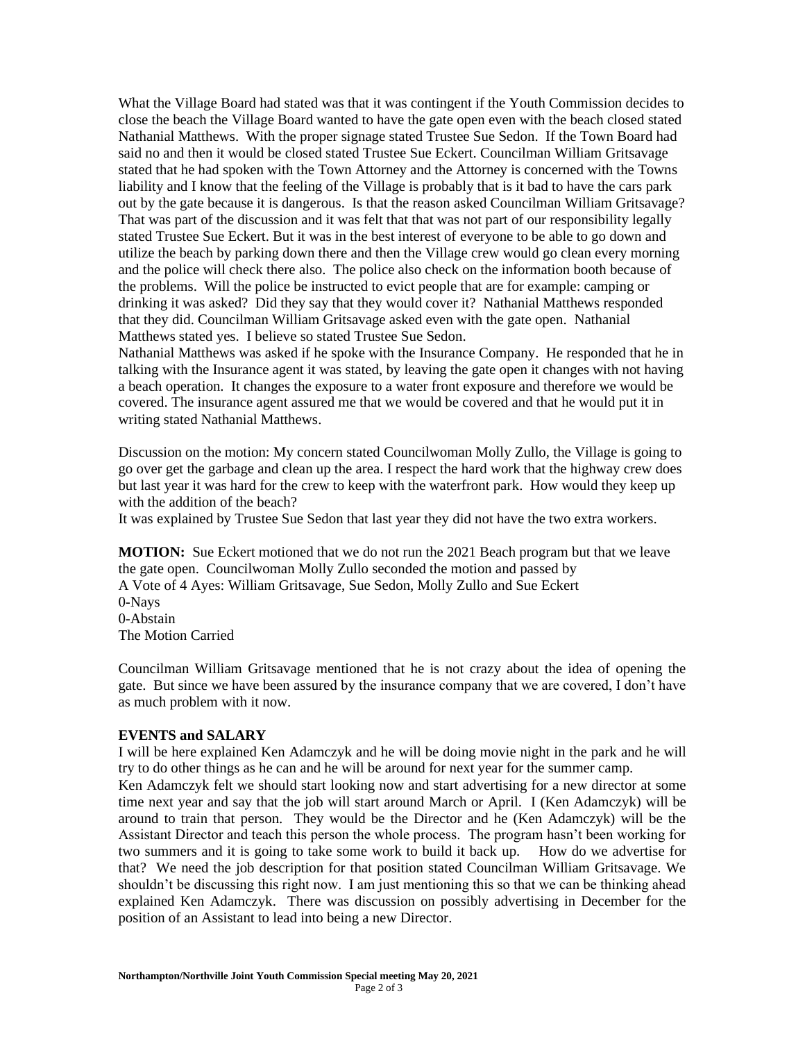What the Village Board had stated was that it was contingent if the Youth Commission decides to close the beach the Village Board wanted to have the gate open even with the beach closed stated Nathanial Matthews. With the proper signage stated Trustee Sue Sedon. If the Town Board had said no and then it would be closed stated Trustee Sue Eckert. Councilman William Gritsavage stated that he had spoken with the Town Attorney and the Attorney is concerned with the Towns liability and I know that the feeling of the Village is probably that is it bad to have the cars park out by the gate because it is dangerous. Is that the reason asked Councilman William Gritsavage? That was part of the discussion and it was felt that that was not part of our responsibility legally stated Trustee Sue Eckert. But it was in the best interest of everyone to be able to go down and utilize the beach by parking down there and then the Village crew would go clean every morning and the police will check there also. The police also check on the information booth because of the problems. Will the police be instructed to evict people that are for example: camping or drinking it was asked? Did they say that they would cover it? Nathanial Matthews responded that they did. Councilman William Gritsavage asked even with the gate open. Nathanial Matthews stated yes. I believe so stated Trustee Sue Sedon.
Nathanial Matthews was asked if he spoke with the Insurance Company. He responded that he in talking with the Insurance agent it was stated, by leaving the gate open it changes with not having a beach operation. It changes the exposure to a water front exposure and therefore we would be covered. The insurance agent assured me that we would be covered and that he would put it in writing stated Nathanial Matthews.

Discussion on the motion: My concern stated Councilwoman Molly Zullo, the Village is going to go over get the garbage and clean up the area. I respect the hard work that the highway crew does but last year it was hard for the crew to keep with the waterfront park. How would they keep up with the addition of the beach?
It was explained by Trustee Sue Sedon that last year they did not have the two extra workers.

**MOTION:** Sue Eckert motioned that we do not run the 2021 Beach program but that we leave the gate open. Councilwoman Molly Zullo seconded the motion and passed by
A Vote of 4 Ayes: William Gritsavage, Sue Sedon, Molly Zullo and Sue Eckert
0-Nays
0-Abstain
The Motion Carried

Councilman William Gritsavage mentioned that he is not crazy about the idea of opening the gate. But since we have been assured by the insurance company that we are covered, I don't have as much problem with it now.

**EVENTS and SALARY**

I will be here explained Ken Adamczyk and he will be doing movie night in the park and he will try to do other things as he can and he will be around for next year for the summer camp.
Ken Adamczyk felt we should start looking now and start advertising for a new director at some time next year and say that the job will start around March or April. I (Ken Adamczyk) will be around to train that person. They would be the Director and he (Ken Adamczyk) will be the Assistant Director and teach this person the whole process. The program hasn't been working for two summers and it is going to take some work to build it back up. How do we advertise for that? We need the job description for that position stated Councilman William Gritsavage. We shouldn't be discussing this right now. I am just mentioning this so that we can be thinking ahead explained Ken Adamczyk. There was discussion on possibly advertising in December for the position of an Assistant to lead into being a new Director.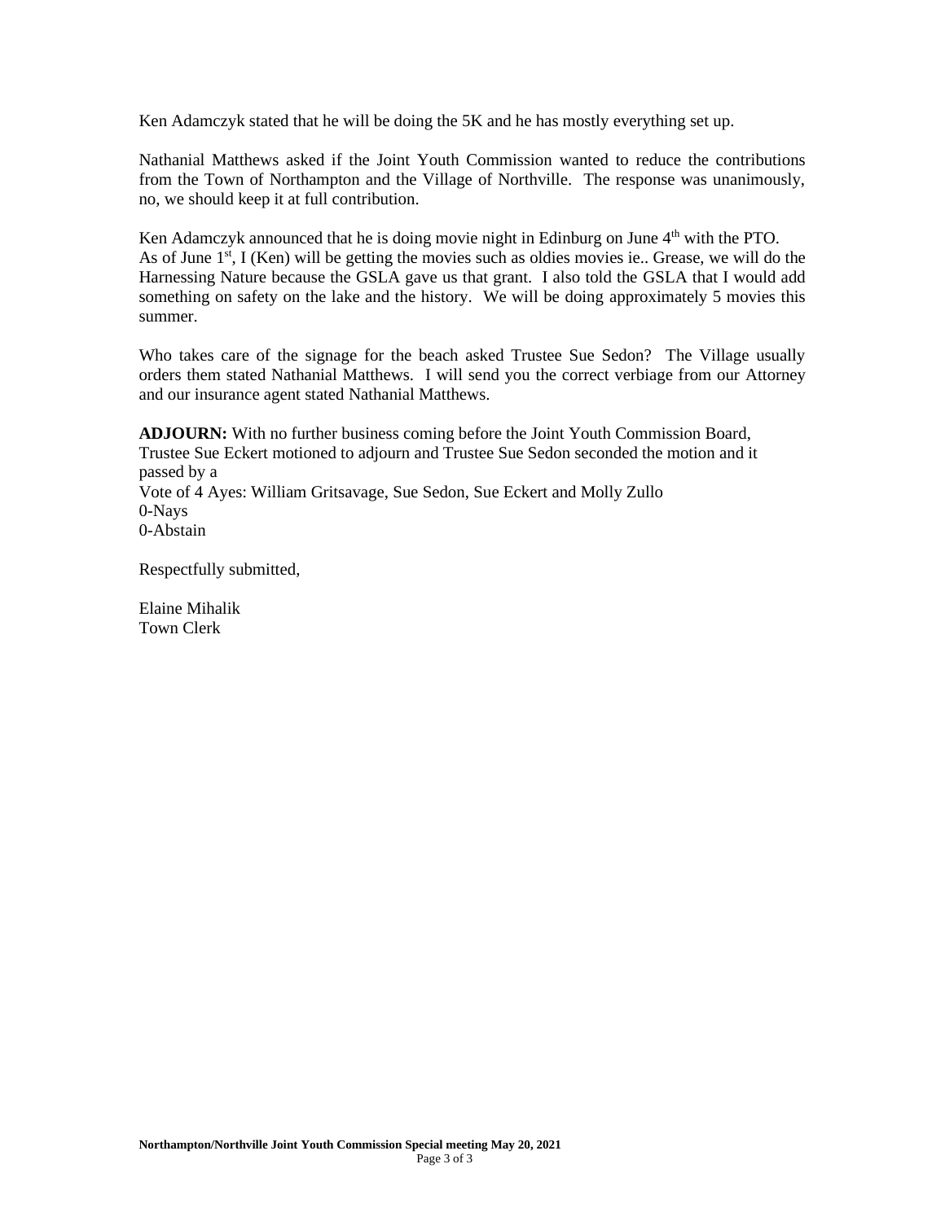Ken Adamczyk stated that he will be doing the 5K and he has mostly everything set up.

Nathanial Matthews asked if the Joint Youth Commission wanted to reduce the contributions from the Town of Northampton and the Village of Northville. The response was unanimously, no, we should keep it at full contribution.

Ken Adamczyk announced that he is doing movie night in Edinburg on June 4th with the PTO. As of June 1st, I (Ken) will be getting the movies such as oldies movies ie.. Grease, we will do the Harnessing Nature because the GSLA gave us that grant. I also told the GSLA that I would add something on safety on the lake and the history. We will be doing approximately 5 movies this summer.

Who takes care of the signage for the beach asked Trustee Sue Sedon? The Village usually orders them stated Nathanial Matthews. I will send you the correct verbiage from our Attorney and our insurance agent stated Nathanial Matthews.

**ADJOURN:** With no further business coming before the Joint Youth Commission Board, Trustee Sue Eckert motioned to adjourn and Trustee Sue Sedon seconded the motion and it passed by a
Vote of 4 Ayes: William Gritsavage, Sue Sedon, Sue Eckert and Molly Zullo
0-Nays
0-Abstain

Respectfully submitted,

Elaine Mihalik
Town Clerk